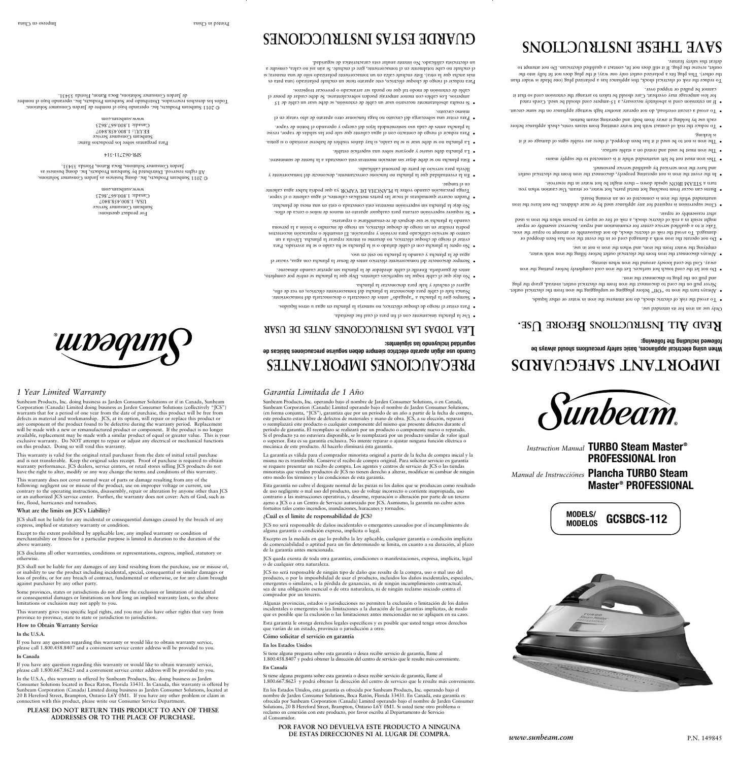# IMPORTANT SAFEGUARDS

**When using electrical appliances, basic safety precautions should always be followed including the following:**

## READ ALL INSTRUCTIONS BEFORE USE.

Only use an iron for its intended use.

- To avoid the risk of electric shock, do not immerse the iron in water or other liquids.
- Always turn the iron to "Off" before plugging or unplugging the iron from the electrical outlet. Never pull on the cord to disconnect the iron from the electrical outlet; instead, grasp the plug and pull on the plug to disconnect the iron.
- Do not let the cord touch hot surfaces. Let the iron cool completely before putting the iron away. Coil the cord loosely around the iron when storing.
- Always disconnect the iron from the electrical outlet before filling the iron with water, emptying the water from the iron, and when the iron is not in use.
- Do not operate the iron with a damaged cord or in the event the iron has been dropped or damaged. To avoid the risk of electric shock, do not disassemble or attempt to repair the iron. Take it to a qualified service center for examination and repair. Incorrect assembly or repair might result in a risk of fire or injury to person when the iron is used after reassembly or repair.
- Close supervision is required for any appliance used by or near children. Do not leave the iron unattended while the iron is connected or on an ironing board.
- Burns can occur from touching hot metal parts, hot water, or steam. Use caution when you turn a STEAM IRON upside down – there might be hot water in the reservoir.
- In the event the iron is not operating properly, disconnect the iron from the electrical outlet and have the iron serviced by qualified service personnel.
- This iron must not be left unattended while it is connected to the supply mains
- The iron must be used and rested on a stable surface.
- The iron is not to be used if it has been dropped, if there are visible signs of damage or if it is leaking.
- To reduce the risk of contact with hot water emitting from steam vents, check appliance before each use by holding it away from body and operating steam button.
- To avoid a circuit overload, do not operate another high wattage appliance on the same circuit.
- If an extension cord is absolutely necessary, a 15-ampere cord should be used. Cords rated for less amperage may overheat. Care should be taken to arrange the extension cord so that it cannot be pulled or tripped over.

To reduce the risk of electrical shock, this appliance has a polarized plug (one blade is wider than the other). This plug fits a polarized outlet only one way; if the plug does not fit fully into the outlet, reverse the plug. If it still does not fit, contact a qualified electrician. Do not attempt to defeat this safety feature.

# SAVE THESE INSTRUCTIONS

# PRECAUCIONES IMPORTANTES

**Cuando use algún aparato eléctrico siempre deben seguirse precauciones básicas de seguridad incluyendo las siguientes:**

## LEA TODAS LAS INSTRUCCIONES ANTES DE USAR

- Use la plancha únicamente con el fin para el cual fue diseñada.
- Para evitar el riesgo de choque eléctrico, no sumerja la plancha en agua u otros líquidos.
- Siempre gire la plancha a "apagado" antes de conectarla o desconectarla del tomacorriente. Nunca hale el cable para desconectar la plancha del tomacorriente eléctrico; en vez de ello, agarre el enchufe y hale para desconectar la plancha.
- No deje que el cable toque las superficies calientes. Deje que la plancha se enfríe por completo, antes de guardarla. Enrolle el cable alrededor de la plancha sin apretar cuando almacene.
- Siempre desconecte del tomacorriente eléctrico antes de llenar la plancha con agua, vaciar el agua de la plancha y cuando la plancha no esté en uso.
- No opere la plancha con el cable dañado o si la plancha se ha caído o se ha averiado. Para evitar el riesgo de choque eléctrico, no desarme ni intente reparar la plancha. Llévela a un centro de servicio calificado para revisión y reparación. El ensamblaje o reparación incorrectos podría resultar en un riesgo de choque eléctrico, un riesgo de incendio o lesión a la persona cuando la plancha se use después de re-ensamblarse o repararse.
- Se requiere supervisión cercana para cualquier aparato en manos de niños o cerca de ellos. No deje la plancha sin supervisión mientras está conectada o esta en una mesa de planchar.
- Pueden ocurrir quemaduras al tocar las partes metálicas calientes, el agua caliente o el vapor. Tenga precaución cuando voltee la PLANCHA DE VAPOR ya que podría haber agua caliente en el tanque.
- En la eventualidad que la plancha no funcione correctamente, desconecte del tomacorriente y llévela para servicio de parte de personal calificado.
- Esta plancha no se debe dejar sin atención mientras está conectada a la fuente de suministro.
- La plancha debe usarse y apoyarse sobre una superficie estable.
- La plancha no se debe usar si se ha caído, si hay daños visibles de haberse averiado o si gotea.
- Para reducir el riesgo de contacto con el agua caliente que sale por las salidas de vapor, revise la plancha antes de cada uso sosteniéndola lejos del cuerpo y operando el botón de vapor.
- Para evitar una sobrecarga del circuito no haga funcionar otro aparato de alto vataje en el mismo circuito.
- Si resulta absolutamente necesario usar un cable de extensión, se debe usar un cable de 15 amperios. Los cables con menor amperaje pueden sobrecalentarse. Se debe cuidar de poner el cable de extensión de modo tal que no pueda ser arrancado o provocar tropezos.

Para reducir el riesgo de choque eléctrico, este aparato tiene un enchufe polarizado (una pata es más ancha que la otra). Este enchufe calza en un tomacorriente polarizado sólo de una manera; si el enchufe no cabe totalmente en el tomacorriente, gire el enchufe. Si aun así no calza, consulte a un electricista calificado. No intente anular esta característica de seguridad.

# GUARDE ESTAS INSTRUCCIONES

Sunbeam®

*Instruction Manual* **TURBO Steam Master® PROFESSIONAL Iron**

*Manual de Instrucciónes* **Plancha TURBO Steam Master® PROFESSIONAL**

**MODELS/ MODELOS GCSBCS-112**

*www.sunbeam.com*

P.N. 149845

## *1 Year Limited Warranty*

Sunbeam Products, Inc. doing business as Jarden Consumer Solutions or if in Canada, Sunbeam Corporation (Canada) Limited doing business as Jarden Consumer Solutions (collectively "JCS") warrants that for a period of one year from the date of purchase, this product will be free from defects in material and workmanship. JCS, at its option, will repair or replace this product or any component of the product found to be defective during the warranty period. Replacement will be made with a new or remanufactured product or component. If the product is no longer available, replacement may be made with a similar product of equal or greater value. This is your exclusive warranty. Do NOT attempt to repair or adjust any electrical or mechanical functions on this product. Doing so will void this warranty.

This warranty is valid for the original retail purchaser from the date of initial retail purchase and is not transferable. Keep the original sales receipt. Proof of purchase is required to obtain warranty performance. JCS dealers, service centers, or retail stores selling JCS products do not have the right to alter, modify or any way change the terms and conditions of this warranty.

This warranty does not cover normal wear of parts or damage resulting from any of the following: negligent use or misuse of the product, use on improper voltage or current, use contrary to the operating instructions, disassembly, repair or alteration by anyone other than JCS or an authorized JCS service center. Further, the warranty does not cover: Acts of God, such as fire, flood, hurricanes and tornadoes.

**What are the limits on JCS's Liability?**

JCS shall not be liable for any incidental or consequential damages caused by the breach of any express, implied or statutory warranty or condition.

Except to the extent prohibited by applicable law, any implied warranty or condition of merchantability or fitness for a particular purpose is limited in duration to the duration of the above warranty.

JCS disclaims all other warranties, conditions or representations, express, implied, statutory or otherwise.

JCS shall not be liable for any damages of any kind resulting from the purchase, use or misuse of, or inability to use the product including incidental, special, consequential or similar damages or loss of profits, or for any breach of contract, fundamental or otherwise, or for any claim brought against purchaser by any other party.

Some provinces, states or jurisdictions do not allow the exclusion or limitation of incidental or consequential damages or limitations on how long an implied warranty lasts, so the above limitations or exclusion may not apply to you.

This warranty gives you specific legal rights, and you may also have other rights that vary from province to province, state to state or jurisdiction to jurisdiction.

**How to Obtain Warranty Service**

**In the U.S.A.**

If you have any question regarding this warranty or would like to obtain warranty service, please call 1.800.458.8407 and a convenient service center address will be provided to you.

**In Canada**

If you have any question regarding this warranty or would like to obtain warranty service, please call 1.800.667.8623 and a convenient service center address will be provided to you.

In the U.S.A., this warranty is offered by Sunbeam Products, Inc. doing business as Jarden Consumer Solutions located in Boca Raton, Florida 33431. In Canada, this warranty is offered by Sunbeam Corporation (Canada) Limited doing business as Jarden Consumer Solutions, located at 20 B Hereford Street, Brampton, Ontario L6Y 0M1. If you have any other problem or claim in connection with this product, please write our Consumer Service Department.

**PLEASE DO NOT RETURN THIS PRODUCT TO ANY OF THESE ADDRESSES OR TO THE PLACE OF PURCHASE.**

## *Garantía Limitada de 1 Año*

Sunbeam Products, Inc. operando bajo el nombre de Jarden Consumer Solutions, o en Canadá, Sunbeam Corporation (Canada) Limited operando bajo el nombre de Jarden Consumer Solutions, (en forma conjunta, "JCS"), garantiza que por un período de un año a partir de la fecha de compra, este producto estará libre de defectos de materiales y mano de obra. JCS, a su elección, reparará o reemplazará este producto o cualquier componente del mismo que presente defectos durante el período de garantía. El reemplazo se realizará por un producto o componente nuevo o reparado. Si el producto ya no estuviera disponible, se lo reemplazará por un producto similar de valor igual o superior. Ésta es su garantía exclusiva. No intente reparar o ajustar ninguna función eléctrica o mecánica de este producto. Al hacerlo elimínará ésta garantía.

La garantía es válida para el comprador minorista original a partir de la fecha de compra inicial y la misma no es transferible. Conserve el recibo de compra original. Para solicitar servicio en garantía se requiere presentar un recibo de compra. Los agentes y centros de servicio de JCS o las tiendas minoristas que venden productos de JCS no tienen derecho a alterar, modificar ni cambiar de ningún otro modo los términos y las condiciones de esta garantía.

Esta garantía no cubre el desgaste normal de las piezas ni los daños que se produzcan como resultado de uso negligente o mal uso del producto, uso de voltaje incorrecto o corriente inapropiada, uso contrario a las instrucciones operativas, y desarme, reparación o alteración por parte de un tercero ajeno a JCS o a un Centro de Servicio autorizado por JCS. Asimismo, la garantía no cubre actos fortuitos tales como incendios, inundaciones, huracanes y tornados.

**¿Cuál es el límite de responsabilidad de JCS?**

JCS no será responsable de daños incidentales o emergentes causados por el incumplimiento de alguna garantía o condición expresa, implícita o legal.

Excepto en la medida en que lo prohíba la ley aplicable, cualquier garantía o condición implícita de comerciabilidad o aptitud para un fin determinado se limita, en cuanto a su duración, al plazo de la garantía antes mencionada.

JCS queda exenta de toda otra garantías, condiciones o manifestaciones, expresa, implícita, legal o de cualquier otra naturaleza.

JCS no será responsable de ningún tipo de daño que resulte de la compra, uso o mal uso del producto, o por la imposibilidad de usar el producto, incluidos los daños incidentales, especiales, emergentes o similares, o la pérdida de ganancias, ni de ningún incumplimiento contractual, sea de una obligación esencial o de otra naturaleza, ni de ningún reclamo iniciado contra el comprador por un tercero.

Algunas provincias, estados o jurisdicciones no permiten la exclusión o limitación de los daños incidentales o emergentes ni las limitaciones a la duración de las garantías implícitas, de modo que es posible que la exclusión o las limitaciones antes mencionadas no se apliquen en su caso.

Esta garantía le otorga derechos legales específicos y es posible que usted tenga otros derechos que varían de un estado, provincia o jurisdicción a otro.

**Cómo solicitar el servicio en garantía**

**En los Estados Unidos**

Si tiene alguna pregunta sobre esta garantía o desea recibir servicio de garantía, llame al 1.800.458.8407 y podrá obtener la dirección del centro de servicio que le resulte más conveniente.

**En Canadá**

Si tiene alguna pregunta sobre esta garantía o desea recibir servicio de garantía, llame al 1.800.667.8623 y podrá obtener la dirección del centro de servicio que le resulte más conveniente.

En los Estados Unidos, esta garantía es ofrecida por Sunbeam Products, Inc. operando bajo el nombre de Jarden Consumer Solutions, Boca Ratón, Florida 33431. En Canadá, esta garantía es ofrecida por Sunbeam Corporation (Canada) Limited operando bajo el nombre de Jarden Consumer Solutions, 20 B Hereford Street, Brampton, Ontario L6Y 0M1. Si usted tiene otro problema o reclamo en conexión con este producto, por favor escriba al Departamento de Servicio al Consumidor.

**POR FAVOR NO DEVUELVA ESTE PRODUCTO A NINGUNA DE ESTAS DIRECCIONES NI AL LUGAR DE COMPRA.**

Sunbeam

For product questions:
Sunbeam Consumer Service
USA: 1.800.458.8407
Canada: 1.800.667.8623
www.sunbeam.com

© 2011 Sunbeam Products, Inc. doing business as Jarden Consumer Solutions. All rights reserved. Distributed by Sunbeam Products, Inc. doing business as Jarden Consumer Solutions, Boca Raton, Florida 33431.

SPR-062711-314

Para preguntas sobre los productos llame:
Sunbeam Consumer Service
EE.UU.: 1.800.458.8407
Canadá: 1.800.667.8623
www.sunbeam.com

© 2011 Sunbeam Products, Inc. operando bajo el nombre de Jarden Consumer Solutions. Todos los derechos reservados. Distribuido por Sunbeam Products, Inc. operando bajo el nombre de Jarden Consumer Solutions, Boca Raton, Florida 33431.

Printed in China

Impreso en China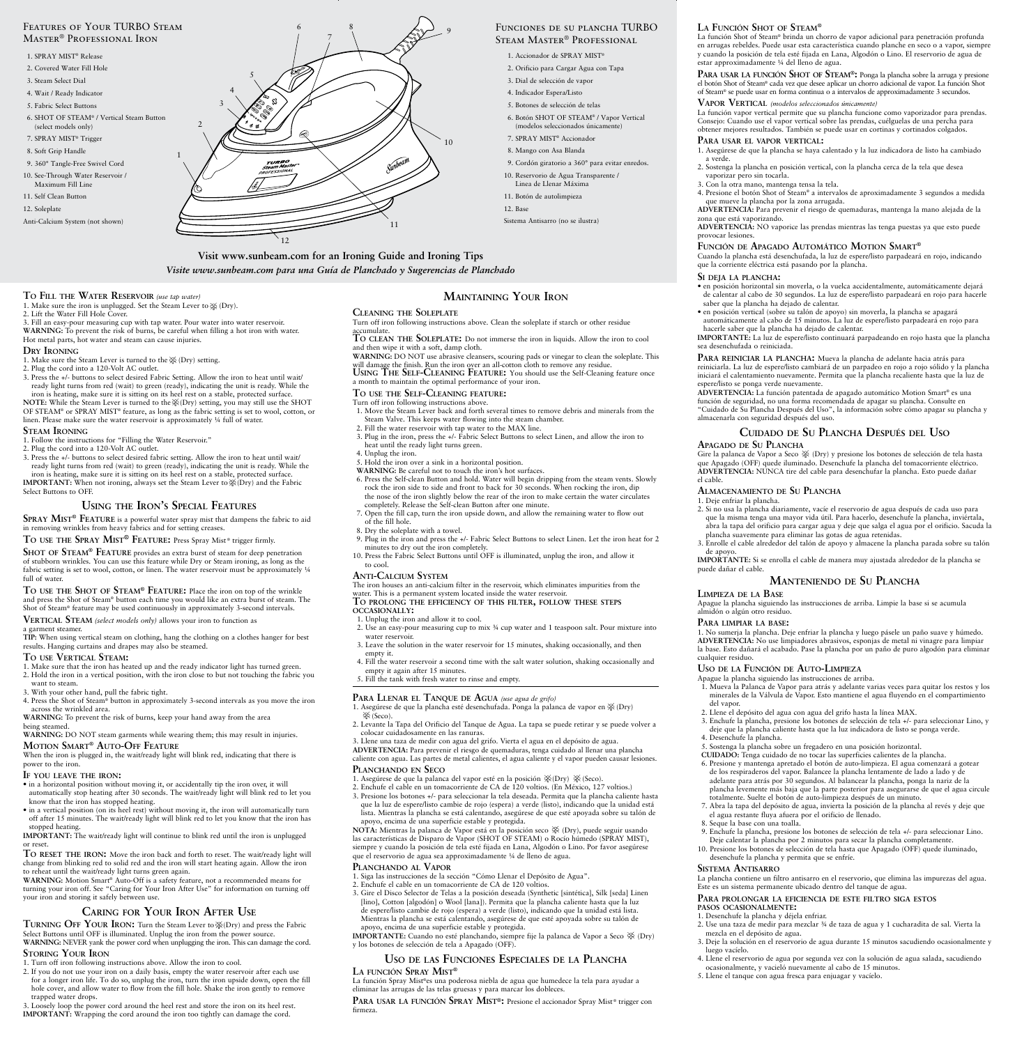## Features of Your TURBO Steam Master® Professional Iron

1. SPRAY MIST® Release
2. Covered Water Fill Hole
3. Steam Select Dial
4. Wait / Ready Indicator
5. Fabric Select Buttons
6. SHOT OF STEAM® / Vertical Steam Button (select models only)
7. SPRAY MIST® Trigger
8. Soft Grip Handle
9. 360° Tangle-Free Swivel Cord
10. See-Through Water Reservoir / Maximum Fill Line
11. Self Clean Button
12. Soleplate

Anti-Calcium System (not shown)

1 2 3 4 5 6 7 8 9 10 11 12

TURBO Steam Master PROFESSIONAL

Sunbeam

## Funciones de su plancha TURBO Steam Master® Professional

1. Accionador de SPRAY MIST®
2. Orificio para Cargar Agua con Tapa
3. Dial de selección de vapor
4. Indicador Espera/Listo
5. Botones de selección de telas
6. Botón SHOT OF STEAM® / Vapor Vertical (modelos seleccionados únicamente)
7. SPRAY MIST® Accionador
8. Mango con Asa Blanda
9. Cordón giratorio a 360° para evitar enredos.
10. Reservorio de Agua Transparente / Linea de Llenar Máxima
11. Botón de autolimpieza
12. Base

Sistema Antisarro (no se ilustra)

**Visit www.sunbeam.com for an Ironing Guide and Ironing Tips**

***Visite www.sunbeam.com para una Guía de Planchado y Sugerencias de Planchado***

### To Fill the Water Reservoir *(use tap water)*

1. Make sure the iron is unplugged. Set the Steam Lever to ✻ (Dry).
2. Lift the Water Fill Hole Cover.
3. Fill an easy-pour measuring cup with tap water. Pour water into water reservoir.

**WARNING:** To prevent the risk of burns, be careful when filling a hot iron with water. Hot metal parts, hot water and steam can cause injuries.

### Dry Ironing

1. Make sure the Steam Lever is turned to the ✻ (Dry) setting.
2. Plug the cord into a 120-Volt AC outlet.
3. Press the +/- buttons to select desired Fabric Setting. Allow the iron to heat until wait/ready light turns from red (wait) to green (ready), indicating the unit is ready. While the iron is heating, make sure it is sitting on its heel rest on a stable, protected surface.

**NOTE:** While the Steam Lever is turned to the ✻ (Dry) setting, you may still use the SHOT OF STEAM® or SPRAY MIST® feature, as long as the fabric setting is set to wool, cotton, or linen. Please make sure the water reservoir is approximately ¼ full of water.

### Steam Ironing

1. Follow the instructions for "Filling the Water Reservoir."
2. Plug the cord into a 120-Volt AC outlet.
3. Press the +/- buttons to select desired fabric setting. Allow the iron to heat until wait/ready light turns from red (wait) to green (ready), indicating the unit is ready. While the iron is heating, make sure it is sitting on its heel rest on a stable, protected surface.

**IMPORTANT:** When not ironing, always set the Steam Lever to ✻ (Dry) and the Fabric Select Buttons to OFF.

## Using the Iron's Special Features

**Spray Mist® Feature** is a powerful water spray mist that dampens the fabric to aid in removing wrinkles from heavy fabrics and for setting creases.

**To use the Spray Mist® Feature:** Press Spray Mist® trigger firmly.

**Shot of Steam® Feature** provides an extra burst of steam for deep penetration of stubborn wrinkles. You can use this feature while Dry or Steam ironing, as long as the fabric setting is set to wool, cotton, or linen. The water reservoir must be approximately ¼ full of water.

**To use the Shot of Steam® Feature:** Place the iron on top of the wrinkle and press the Shot of Steam® button each time you would like an extra burst of steam. The Shot of Steam® feature may be used continuously in approximately 3-second intervals.

**Vertical Steam** *(select models only)* allows your iron to function as a garment steamer.

**TIP:** When using vertical steam on clothing, hang the clothing on a clothes hanger for best results. Hanging curtains and drapes may also be steamed.

### To use Vertical Steam:

1. Make sure that the iron has heated up and the ready indicator light has turned green.
2. Hold the iron in a vertical position, with the iron close to but not touching the fabric you want to steam.
3. With your other hand, pull the fabric tight.
4. Press the Shot of Steam® button in approximately 3-second intervals as you move the iron across the wrinkled area.

**WARNING:** To prevent the risk of burns, keep your hand away from the area being steamed.

**WARNING:** DO NOT steam garments while wearing them; this may result in injuries.

### Motion Smart® Auto-Off Feature

When the iron is plugged in, the wait/ready light will blink red, indicating that there is power to the iron.

### If you leave the iron:

- in a horizontal position without moving it, or accidentally tip the iron over, it will automatically stop heating after 30 seconds. The wait/ready light will blink red to let you know that the iron has stopped heating.
- in a vertical position (on its heel rest) without moving it, the iron will automatically turn off after 15 minutes. The wait/ready light will blink red to let you know that the iron has stopped heating.

**IMPORTANT:** The wait/ready light will continue to blink red until the iron is unplugged or reset.

**To reset the iron:** Move the iron back and forth to reset. The wait/ready light will change from blinking red to solid red and the iron will start heating again. Allow the iron to reheat until the wait/ready light turns green again.

**WARNING:** Motion Smart® Auto-Off is a safety feature, not a recommended means for turning your iron off. See "Caring for Your Iron After Use" for information on turning off your iron and storing it safely between use.

## Caring for Your Iron After Use

**Turning Off Your Iron:** Turn the Steam Lever to ✻ (Dry) and press the Fabric Select Buttons until OFF is illuminated. Unplug the iron from the power source.

**WARNING:** NEVER yank the power cord when unplugging the iron. This can damage the cord.

### Storing Your Iron

1. Turn off iron following instructions above. Allow the iron to cool.
2. If you do not use your iron on a daily basis, empty the water reservoir after each use for a longer iron life. To do so, unplug the iron, turn the iron upside down, open the fill hole cover, and allow water to flow from the fill hole. Shake the iron gently to remove trapped water drops.
3. Loosely loop the power cord around the heel rest and store the iron on its heel rest.

**IMPORTANT:** Wrapping the cord around the iron too tightly can damage the cord.

## Maintaining Your Iron

### Cleaning the Soleplate

Turn off iron following instructions above. Clean the soleplate if starch or other residue accumulate.

**To clean the Soleplate:** Do not immerse the iron in liquids. Allow the iron to cool and then wipe it with a soft, damp cloth.

**WARNING:** DO NOT use abrasive cleansers, scouring pads or vinegar to clean the soleplate. This will damage the finish. Run the iron over an all-cotton cloth to remove any residue.

**Using The Self-Cleaning Feature:** You should use the Self-Cleaning feature once a month to maintain the optimal performance of your iron.

### To use the Self-Cleaning feature:

Turn off iron following instructions above.

1. Move the Steam Lever back and forth several times to remove debris and minerals from the Steam Valve. This keeps water flowing into the steam chamber.
2. Fill the water reservoir with tap water to the MAX line.
3. Plug in the iron, press the +/- Fabric Select Buttons to select Linen, and allow the iron to heat until the ready light turns green.
4. Unplug the iron.
5. Hold the iron over a sink in a horizontal position.

**WARNING:** Be careful not to touch the iron's hot surfaces.

6. Press the Self-clean Button and hold. Water will begin dripping from the steam vents. Slowly rock the iron side to side and front to back for 30 seconds. When rocking the iron, dip the nose of the iron slightly below the rear of the iron to make certain the water circulates completely. Release the Self-clean Button after one minute.
7. Open the fill cap, turn the iron upside down, and allow the remaining water to flow out of the fill hole.
8. Dry the soleplate with a towel.
9. Plug in the iron and press the +/- Fabric Select Buttons to select Linen. Let the iron heat for 2 minutes to dry out the iron completely.
10. Press the Fabric Select Buttons until OFF is illuminated, unplug the iron, and allow it to cool.

### Anti-Calcium System

The iron houses an anti-calcium filter in the reservoir, which eliminates impurities from the water. This is a permanent system located inside the water reservoir.

**To prolong the efficiency of this filter, follow these steps occasionally:**

1. Unplug the iron and allow it to cool.
2. Use an easy-pour measuring cup to mix ¾ cup water and 1 teaspoon salt. Pour mixture into water reservoir.
3. Leave the solution in the water reservoir for 15 minutes, shaking occasionally, and then empty it.
4. Fill the water reservoir a second time with the salt water solution, shaking occasionally and empty it again after 15 minutes.
5. Fill the tank with fresh water to rinse and empty.

### Para Llenar el Tanque de Agua *(use agua de grifo)*

1. Asegúrese de que la plancha esté desenchufada. Ponga la palanca de vapor en ✻ (Dry) ✻ (Seco).
2. Levante la Tapa del Orificio del Tanque de Agua. La tapa se puede retirar y se puede volver a colocar cuidadosamente en las ranuras.
3. Llene una taza de medir con agua del grifo. Vierta el agua en el depósito de agua.

**ADVERTENCIA:** Para prevenir el riesgo de quemaduras, tenga cuidado al llenar una plancha caliente con agua. Las partes de metal calientes, el agua caliente y el vapor pueden causar lesiones.

### Planchando en Seco

1. Asegúrese de que la palanca del vapor esté en la posición ✻ (Dry) ✻ (Seco).
2. Enchufe el cable en un tomacorriente de CA de 120 voltios. (En México, 127 voltios.)
3. Presione los botones +/- para seleccionar la tela deseada. Permita que la plancha caliente hasta que la luz de espere/listo cambie de rojo (espera) a verde (listo), indicando que la unidad está lista. Mientras la plancha se está calentando, asegúrese de que esté apoyada sobre su talón de apoyo, encima de una superficie estable y protegida.

**NOTA:** Mientras la palanca de Vapor está en la posición seco ✻ (Dry), puede seguir usando las características de Disparo de Vapor (SHOT OF STEAM) o Rocío húmedo (SPRAY MIST), siempre y cuando la posición de tela esté fijada en Lana, Algodón o Lino. Por favor asegúrese que el reservorio de agua sea aproximadamente ¼ de lleno de agua.

### Planchando al Vapor

1. Siga las instrucciones de la sección "Cómo Llenar el Depósito de Agua".
2. Enchufe el cable en un tomacorriente de CA de 120 voltios.
3. Gire el Disco Selector de Telas a la posición deseada (Synthetic [sintética], Silk [seda] Linen [lino], Cotton [algodón] o Wool [lana]). Permita que la plancha caliente hasta que la luz de espere/listo cambie de rojo (espera) a verde (listo), indicando que la unidad está lista. Mientras la plancha se está calentando, asegúrese de que esté apoyada sobre su talón de apoyo, encima de una superficie estable y protegida.

**IMPORTANTE:** Cuando no esté planchando, siempre fije la palanca de Vapor a Seco ✻ (Dry) y los botones de selección de tela a Apagado (OFF).

## Uso de las Funciones Especiales de la Plancha

### La función Spray Mist®

La función Spray Mist®es una poderosa niebla de agua que humedece la tela para ayudar a eliminar las arrugas de las telas gruesas y para marcar los dobleces.

**Para usar la función Spray Mist®:** Presione el accionador Spray Mist® trigger con firmeza.

### La Función Shot of Steam®

La función Shot of Steam® brinda un chorro de vapor adicional para penetración profunda en arrugas rebeldes. Puede usar esta característica cuando planche en seco o a vapor, siempre y cuando la posición de tela esté fijada en Lana, Algodón o Lino. El reservorio de agua de estar aproximadamente ¼ del lleno de agua.

**Para usar la función Shot of Steam®:** Ponga la plancha sobre la arruga y presione el botón Shot of Steam® cada vez que desee aplicar un chorro adicional de vapor. La función Shot of Steam® se puede usar en forma continua o a intervalos de aproximadamente 3 segundos.

### Vapor Vertical *(modelos seleccionados únicamente)*

La función vapor vertical permite que su plancha funcione como vaporizador para prendas. Consejo: Cuando use el vapor vertical sobre las prendas, cuélguelas de una percha para obtener mejores resultados. También se puede usar en cortinas y cortinados colgados.

### Para usar el vapor vertical:

1. Asegúrese de que la plancha se haya calentado y la luz indicadora de listo ha cambiado a verde.
2. Sostenga la plancha en posición vertical, con la plancha cerca de la tela que desea vaporizar pero sin tocarla.
3. Con la otra mano, mantenga tensa la tela.
4. Presione el botón Shot of Steam® a intervalos de aproximadamente 3 segundos a medida que mueve la plancha por la zona arrugada.

**ADVERTENCIA:** Para prevenir el riesgo de quemaduras, mantenga la mano alejada de la zona que está vaporizando.

**ADVERTENCIA:** NO vaporice las prendas mientras las tenga puestas ya que esto puede provocar lesiones.

### Función de Apagado Automático Motion Smart®

Cuando la plancha está desenchufada, la luz de espere/listo parpadeará en rojo, indicando que la corriente eléctrica está pasando por la plancha.

### Si deja la plancha:

- en posición horizontal sin moverla, o la vuelca accidentalmente, automáticamente dejará de calentar al cabo de 30 segundos. La luz de espere/listo parpadeará en rojo para hacerle saber que la plancha ha dejado de calentar.
- en posición vertical (sobre su talón de apoyo) sin moverla, la plancha se apagará automáticamente al cabo de 15 minutos. La luz de espere/listo parpadeará en rojo para hacerle saber que la plancha ha dejado de calentar.

**IMPORTANTE:** La luz de espere/listo continuará parpadeando en rojo hasta que la plancha sea desenchufada o reiniciada.

**Para reiniciar la plancha:** Mueva la plancha de adelante hacia atrás para reiniciarla. La luz de espere/listo cambiará de un parpadeo en rojo a rojo sólido y la plancha iniciará el calentamiento nuevamente. Permita que la plancha recaliente hasta que la luz de espere/listo se ponga verde nuevamente.

**ADVERTENCIA:** La función patentada de apagado automático Motion Smart® es una función de seguridad, no una forma recomendada de apagar su plancha. Consulte en "Cuidado de Su Plancha Después del Uso", la información sobre cómo apagar su plancha y almacenarla con seguridad después del uso.

## Cuidado de Su Plancha Después del Uso

### Apagado de Su Plancha

Gire la palanca de Vapor a Seco ✻ (Dry) y presione los botones de selección de tela hasta que Apagado (OFF) quede iluminado. Desenchufe la plancha del tomacorriente eléctrico.

**ADVERTENCIA:** NUNCA tire del cable para desenchufar la plancha. Esto puede dañar el cable.

### Almacenamiento de Su Plancha

1. Deje enfriar la plancha.
2. Si no usa la plancha diariamente, vacíe el reservorio de agua después de cada uso para que la misma tenga una mayor vida útil. Para hacerlo, desenchufe la plancha, inviértala, abra la tapa del orificio para cargar agua y deje que salga el agua por el orificio. Sacuda la plancha suavemente para eliminar las gotas de agua retenidas.
3. Enrolle el cable alrededor del talón de apoyo y almacene la plancha parada sobre su talón de apoyo.

**IMPORTANTE:** Si se enrolla el cable de manera muy ajustada alrededor de la plancha se puede dañar el cable.

## Manteniendo de Su Plancha

### Limpieza de la Base

Apague la plancha siguiendo las instrucciones de arriba. Limpie la base si se acumula almidón o algún otro residuo.

### Para limpiar la base:

1. No sumerja la plancha. Deje enfriar la plancha y luego pásele un paño suave y húmedo.

**ADVERTENCIA:** No use limpiadores abrasivos, esponjas de metal ni vinagre para limpiar la base. Esto dañará el acabado. Pase la plancha por un paño de puro algodón para eliminar cualquier residuo.

### Uso de la Función de Auto-Limpieza

Apague la plancha siguiendo las instrucciones de arriba.

1. Mueva la Palanca de Vapor para atrás y adelante varias veces para quitar los restos y los minerales de la Válvula de Vapor. Esto mantiene el agua fluyendo en el compartimiento del vapor.
2. Llene el depósito del agua con agua del grifo hasta la línea MAX.
3. Enchufe la plancha, presione los botones de selección de tela +/- para seleccionar Lino, y deje que la plancha caliente hasta que la luz indicadora de listo se ponga verde.
4. Desenchufe la plancha.
5. Sostenga la plancha sobre un fregadero en una posición horizontal.

**CUIDADO:** Tenga cuidado de no tocar las superficies calientes de la plancha.

6. Presione y mantenga apretado el botón de auto-limpieza. El agua comenzará a gotear de los respiraderos del vapor. Balancee la plancha lentamente de lado a lado y de adelante para atrás por 30 segundos. Al balancear la plancha, ponga la nariz de la plancha levemente más baja que la parte posterior para asegurarse de que el agua circule totalmente. Suelte el botón de auto-limpieza después de un minuto.
7. Abra la tapa del depósito de agua, invierta la posición de la plancha al revés y deje que el agua restante fluya afuera por el orificio de llenado.
8. Seque la base con una toalla.
9. Enchufe la plancha, presione los botones de selección de tela +/- para seleccionar Lino. Deje calentar la plancha por 2 minutos para secar la plancha completamente.
10. Presione los botones de selección de tela hasta que Apagado (OFF) quede iluminado, desenchufe la plancha y permita que se enfríe.

### Sistema Antisarro

La plancha contiene un filtro antisarro en el reservorio, que elimina las impurezas del agua. Este es un sistema permanente ubicado dentro del tanque de agua.

**Para prolongar la eficiencia de este filtro siga estos pasos ocasionalmente:**

1. Desenchufe la plancha y déjela enfriar.
2. Use una taza de medir para mezclar ¾ de taza de agua y 1 cucharadita de sal. Vierta la mezcla en el depósito de agua.
3. Deje la solución en el reservorio de agua durante 15 minutos sacudiendo ocasionalmente y luego vacíelo.
4. Llene el reservorio de agua por segunda vez con la solución de agua salada, sacudiendo ocasionalmente, y vacíeló nuevamente al cabo de 15 minutos.
5. Llene el tanque con agua fresca para enjuagar y vacíelo.